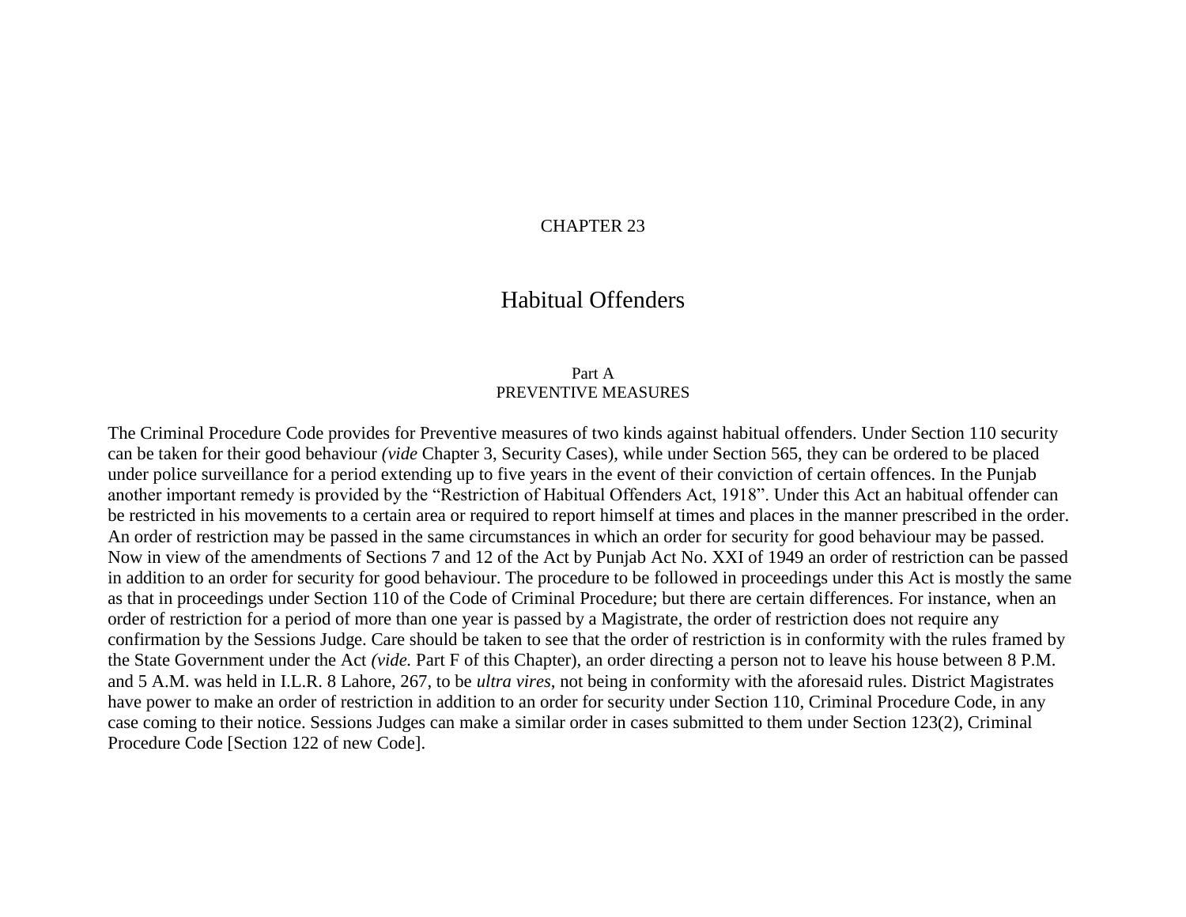# CHAPTER 23

# Habitual Offenders

## Part A
## PREVENTIVE MEASURES

The Criminal Procedure Code provides for Preventive measures of two kinds against habitual offenders. Under Section 110 security can be taken for their good behaviour *(vide* Chapter 3, Security Cases), while under Section 565, they can be ordered to be placed under police surveillance for a period extending up to five years in the event of their conviction of certain offences. In the Punjab another important remedy is provided by the "Restriction of Habitual Offenders Act, 1918". Under this Act an habitual offender can be restricted in his movements to a certain area or required to report himself at times and places in the manner prescribed in the order. An order of restriction may be passed in the same circumstances in which an order for security for good behaviour may be passed. Now in view of the amendments of Sections 7 and 12 of the Act by Punjab Act No. XXI of 1949 an order of restriction can be passed in addition to an order for security for good behaviour. The procedure to be followed in proceedings under this Act is mostly the same as that in proceedings under Section 110 of the Code of Criminal Procedure; but there are certain differences. For instance, when an order of restriction for a period of more than one year is passed by a Magistrate, the order of restriction does not require any confirmation by the Sessions Judge. Care should be taken to see that the order of restriction is in conformity with the rules framed by the State Government under the Act *(vide.* Part F of this Chapter), an order directing a person not to leave his house between 8 P.M. and 5 A.M. was held in I.L.R. 8 Lahore, 267, to be *ultra vires*, not being in conformity with the aforesaid rules. District Magistrates have power to make an order of restriction in addition to an order for security under Section 110, Criminal Procedure Code, in any case coming to their notice. Sessions Judges can make a similar order in cases submitted to them under Section 123(2), Criminal Procedure Code [Section 122 of new Code].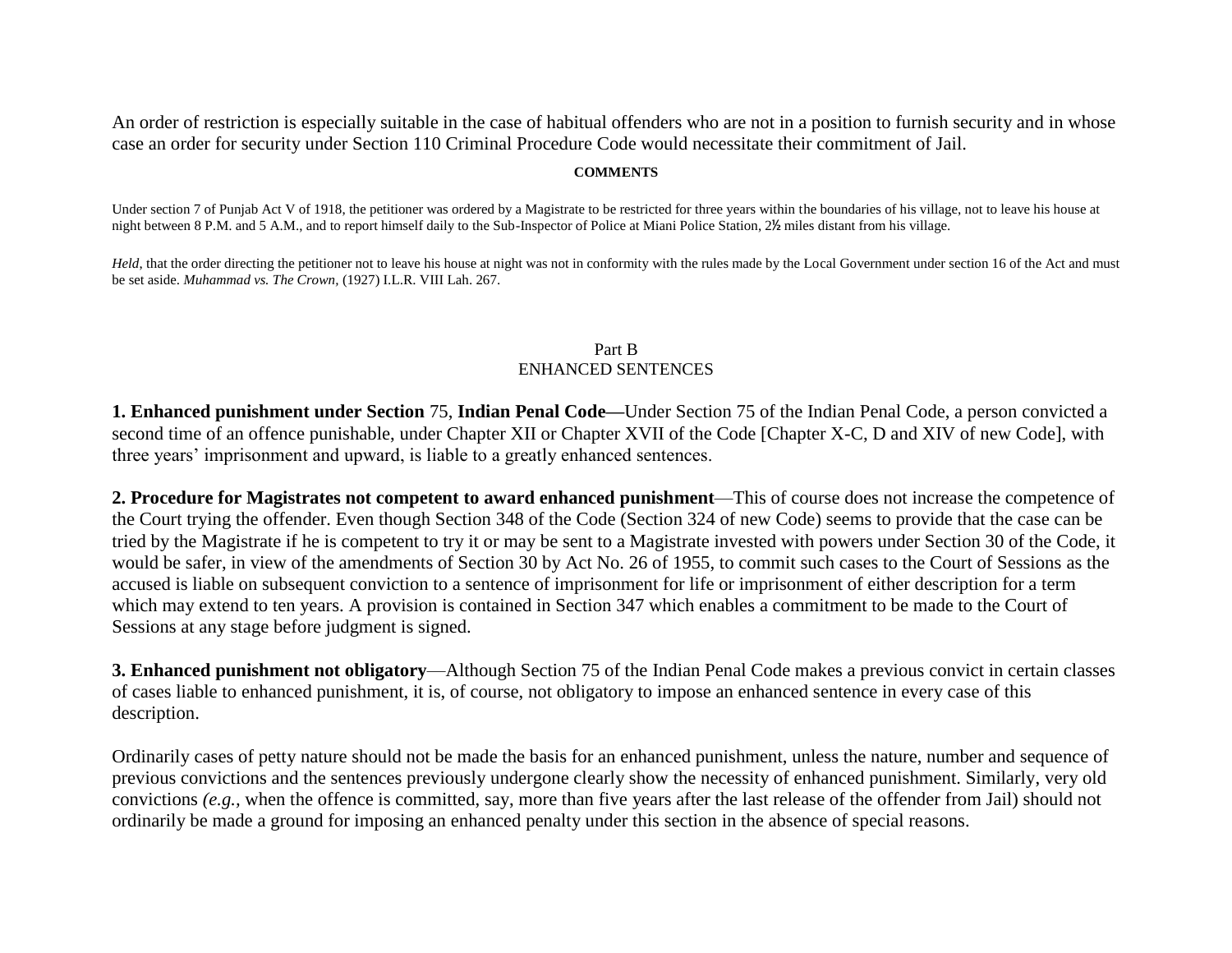An order of restriction is especially suitable in the case of habitual offenders who are not in a position to furnish security and in whose case an order for security under Section 110 Criminal Procedure Code would necessitate their commitment of Jail.

**COMMENTS**

Under section 7 of Punjab Act V of 1918, the petitioner was ordered by a Magistrate to be restricted for three years within the boundaries of his village, not to leave his house at night between 8 P.M. and 5 A.M., and to report himself daily to the Sub-Inspector of Police at Miani Police Station, 2½ miles distant from his village.

*Held*, that the order directing the petitioner not to leave his house at night was not in conformity with the rules made by the Local Government under section 16 of the Act and must be set aside. *Muhammad vs. The Crown*, (1927) I.L.R. VIII Lah. 267.

## Part B
## ENHANCED SENTENCES

**1. Enhanced punishment under Section** 75, **Indian Penal Code—**Under Section 75 of the Indian Penal Code, a person convicted a second time of an offence punishable, under Chapter XII or Chapter XVII of the Code [Chapter X-C, D and XIV of new Code], with three years' imprisonment and upward, is liable to a greatly enhanced sentences.

**2. Procedure for Magistrates not competent to award enhanced punishment**—This of course does not increase the competence of the Court trying the offender. Even though Section 348 of the Code (Section 324 of new Code) seems to provide that the case can be tried by the Magistrate if he is competent to try it or may be sent to a Magistrate invested with powers under Section 30 of the Code, it would be safer, in view of the amendments of Section 30 by Act No. 26 of 1955, to commit such cases to the Court of Sessions as the accused is liable on subsequent conviction to a sentence of imprisonment for life or imprisonment of either description for a term which may extend to ten years. A provision is contained in Section 347 which enables a commitment to be made to the Court of Sessions at any stage before judgment is signed.

**3. Enhanced punishment not obligatory**—Although Section 75 of the Indian Penal Code makes a previous convict in certain classes of cases liable to enhanced punishment, it is, of course, not obligatory to impose an enhanced sentence in every case of this description.

Ordinarily cases of petty nature should not be made the basis for an enhanced punishment, unless the nature, number and sequence of previous convictions and the sentences previously undergone clearly show the necessity of enhanced punishment. Similarly, very old convictions *(e.g.,* when the offence is committed, say, more than five years after the last release of the offender from Jail) should not ordinarily be made a ground for imposing an enhanced penalty under this section in the absence of special reasons.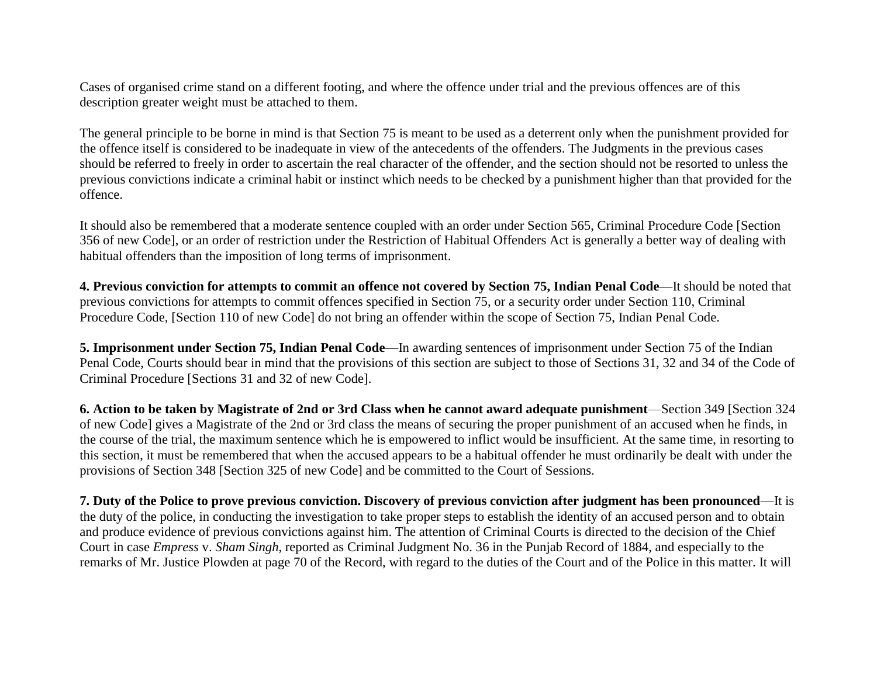Cases of organised crime stand on a different footing, and where the offence under trial and the previous offences are of this description greater weight must be attached to them.

The general principle to be borne in mind is that Section 75 is meant to be used as a deterrent only when the punishment provided for the offence itself is considered to be inadequate in view of the antecedents of the offenders. The Judgments in the previous cases should be referred to freely in order to ascertain the real character of the offender, and the section should not be resorted to unless the previous convictions indicate a criminal habit or instinct which needs to be checked by a punishment higher than that provided for the offence.

It should also be remembered that a moderate sentence coupled with an order under Section 565, Criminal Procedure Code [Section 356 of new Code], or an order of restriction under the Restriction of Habitual Offenders Act is generally a better way of dealing with habitual offenders than the imposition of long terms of imprisonment.

**4. Previous conviction for attempts to commit an offence not covered by Section 75, Indian Penal Code**—It should be noted that previous convictions for attempts to commit offences specified in Section 75, or a security order under Section 110, Criminal Procedure Code, [Section 110 of new Code] do not bring an offender within the scope of Section 75, Indian Penal Code.

**5. Imprisonment under Section 75, Indian Penal Code**—In awarding sentences of imprisonment under Section 75 of the Indian Penal Code, Courts should bear in mind that the provisions of this section are subject to those of Sections 31, 32 and 34 of the Code of Criminal Procedure [Sections 31 and 32 of new Code].

**6. Action to be taken by Magistrate of 2nd or 3rd Class when he cannot award adequate punishment**—Section 349 [Section 324 of new Code] gives a Magistrate of the 2nd or 3rd class the means of securing the proper punishment of an accused when he finds, in the course of the trial, the maximum sentence which he is empowered to inflict would be insufficient. At the same time, in resorting to this section, it must be remembered that when the accused appears to be a habitual offender he must ordinarily be dealt with under the provisions of Section 348 [Section 325 of new Code] and be committed to the Court of Sessions.

**7. Duty of the Police to prove previous conviction. Discovery of previous conviction after judgment has been pronounced**—It is the duty of the police, in conducting the investigation to take proper steps to establish the identity of an accused person and to obtain and produce evidence of previous convictions against him. The attention of Criminal Courts is directed to the decision of the Chief Court in case *Empress* v. *Sham Singh*, reported as Criminal Judgment No. 36 in the Punjab Record of 1884, and especially to the remarks of Mr. Justice Plowden at page 70 of the Record, with regard to the duties of the Court and of the Police in this matter. It will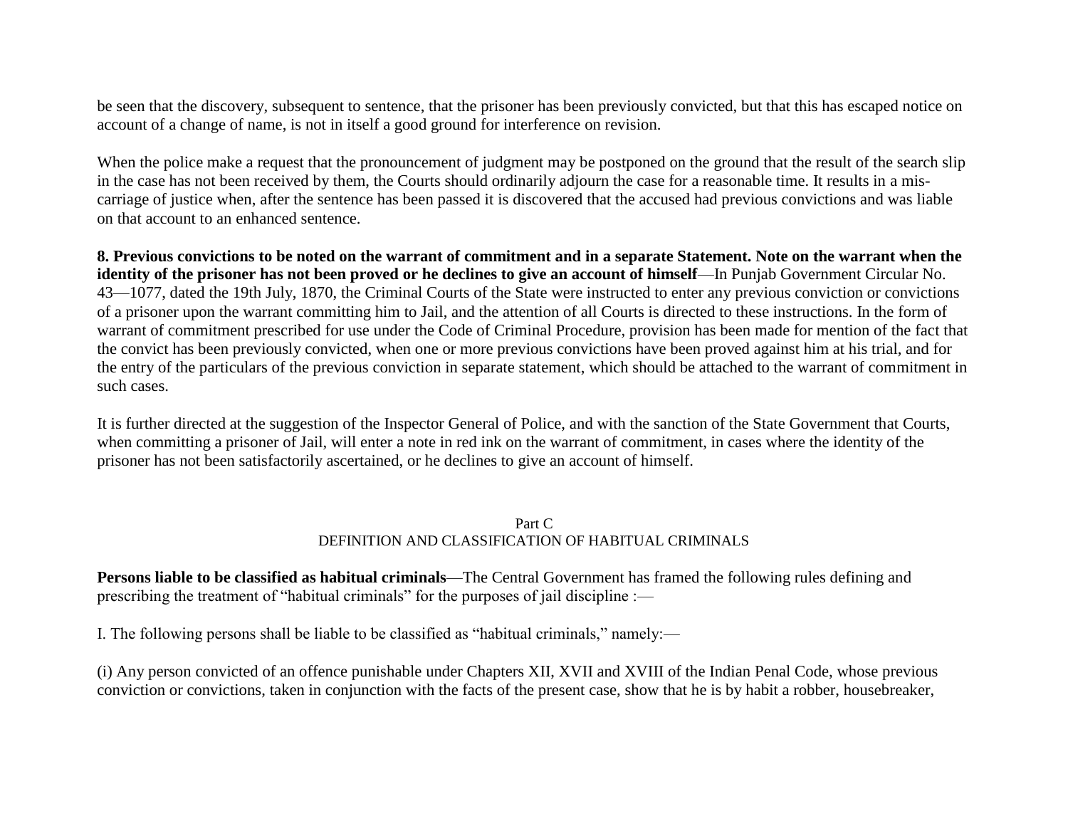be seen that the discovery, subsequent to sentence, that the prisoner has been previously convicted, but that this has escaped notice on account of a change of name, is not in itself a good ground for interference on revision.

When the police make a request that the pronouncement of judgment may be postponed on the ground that the result of the search slip in the case has not been received by them, the Courts should ordinarily adjourn the case for a reasonable time. It results in a mis-carriage of justice when, after the sentence has been passed it is discovered that the accused had previous convictions and was liable on that account to an enhanced sentence.

**8. Previous convictions to be noted on the warrant of commitment and in a separate Statement. Note on the warrant when the identity of the prisoner has not been proved or he declines to give an account of himself**—In Punjab Government Circular No. 43—1077, dated the 19th July, 1870, the Criminal Courts of the State were instructed to enter any previous conviction or convictions of a prisoner upon the warrant committing him to Jail, and the attention of all Courts is directed to these instructions. In the form of warrant of commitment prescribed for use under the Code of Criminal Procedure, provision has been made for mention of the fact that the convict has been previously convicted, when one or more previous convictions have been proved against him at his trial, and for the entry of the particulars of the previous conviction in separate statement, which should be attached to the warrant of commitment in such cases.

It is further directed at the suggestion of the Inspector General of Police, and with the sanction of the State Government that Courts, when committing a prisoner of Jail, will enter a note in red ink on the warrant of commitment, in cases where the identity of the prisoner has not been satisfactorily ascertained, or he declines to give an account of himself.

## Part C
## DEFINITION AND CLASSIFICATION OF HABITUAL CRIMINALS

**Persons liable to be classified as habitual criminals**—The Central Government has framed the following rules defining and prescribing the treatment of "habitual criminals" for the purposes of jail discipline :—

I. The following persons shall be liable to be classified as "habitual criminals," namely:—

(i) Any person convicted of an offence punishable under Chapters XII, XVII and XVIII of the Indian Penal Code, whose previous conviction or convictions, taken in conjunction with the facts of the present case, show that he is by habit a robber, housebreaker,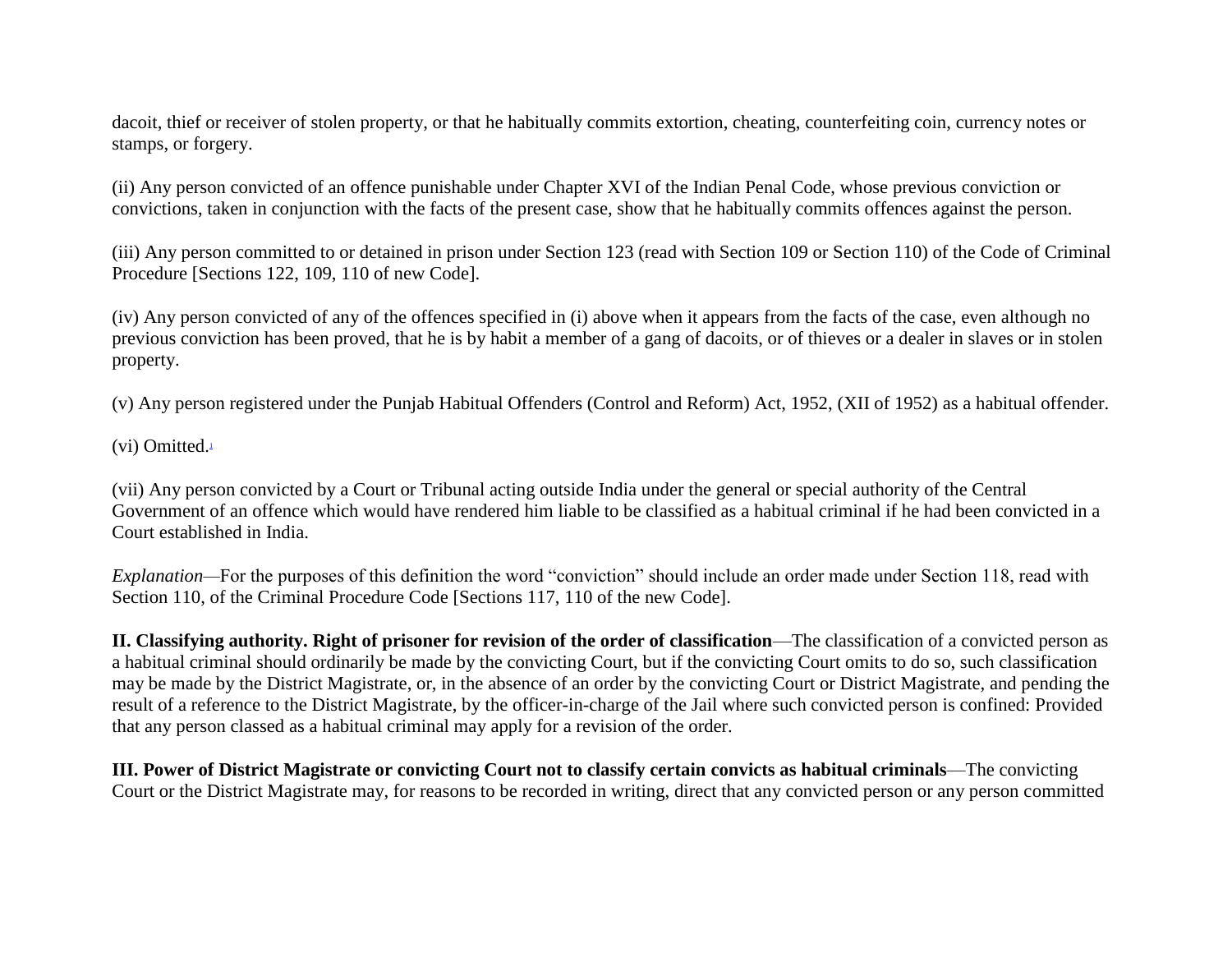dacoit, thief or receiver of stolen property, or that he habitually commits extortion, cheating, counterfeiting coin, currency notes or stamps, or forgery.

(ii) Any person convicted of an offence punishable under Chapter XVI of the Indian Penal Code, whose previous conviction or convictions, taken in conjunction with the facts of the present case, show that he habitually commits offences against the person.

(iii) Any person committed to or detained in prison under Section 123 (read with Section 109 or Section 110) of the Code of Criminal Procedure [Sections 122, 109, 110 of new Code].

(iv) Any person convicted of any of the offences specified in (i) above when it appears from the facts of the case, even although no previous conviction has been proved, that he is by habit a member of a gang of dacoits, or of thieves or a dealer in slaves or in stolen property.

(v) Any person registered under the Punjab Habitual Offenders (Control and Reform) Act, 1952, (XII of 1952) as a habitual offender.

(vi) Omitted.[1]

(vii) Any person convicted by a Court or Tribunal acting outside India under the general or special authority of the Central Government of an offence which would have rendered him liable to be classified as a habitual criminal if he had been convicted in a Court established in India.

*Explanation*—For the purposes of this definition the word "conviction" should include an order made under Section 118, read with Section 110, of the Criminal Procedure Code [Sections 117, 110 of the new Code].

**II. Classifying authority. Right of prisoner for revision of the order of classification**—The classification of a convicted person as a habitual criminal should ordinarily be made by the convicting Court, but if the convicting Court omits to do so, such classification may be made by the District Magistrate, or, in the absence of an order by the convicting Court or District Magistrate, and pending the result of a reference to the District Magistrate, by the officer-in-charge of the Jail where such convicted person is confined: Provided that any person classed as a habitual criminal may apply for a revision of the order.

**III. Power of District Magistrate or convicting Court not to classify certain convicts as habitual criminals**—The convicting Court or the District Magistrate may, for reasons to be recorded in writing, direct that any convicted person or any person committed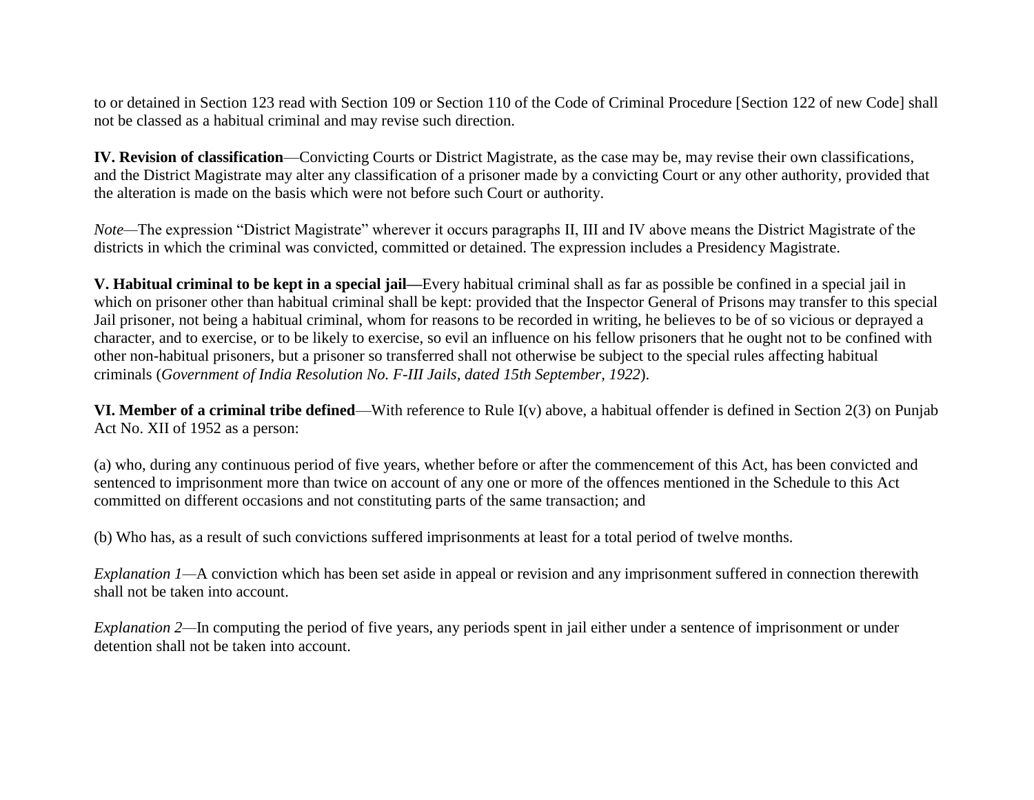to or detained in Section 123 read with Section 109 or Section 110 of the Code of Criminal Procedure [Section 122 of new Code] shall not be classed as a habitual criminal and may revise such direction.

**IV. Revision of classification**—Convicting Courts or District Magistrate, as the case may be, may revise their own classifications, and the District Magistrate may alter any classification of a prisoner made by a convicting Court or any other authority, provided that the alteration is made on the basis which were not before such Court or authority.

*Note*—The expression "District Magistrate" wherever it occurs paragraphs II, III and IV above means the District Magistrate of the districts in which the criminal was convicted, committed or detained. The expression includes a Presidency Magistrate.

**V. Habitual criminal to be kept in a special jail—**Every habitual criminal shall as far as possible be confined in a special jail in which on prisoner other than habitual criminal shall be kept: provided that the Inspector General of Prisons may transfer to this special Jail prisoner, not being a habitual criminal, whom for reasons to be recorded in writing, he believes to be of so vicious or depraved a character, and to exercise, or to be likely to exercise, so evil an influence on his fellow prisoners that he ought not to be confined with other non-habitual prisoners, but a prisoner so transferred shall not otherwise be subject to the special rules affecting habitual criminals (*Government of India Resolution No. F-III Jails, dated 15th September, 1922*).

**VI. Member of a criminal tribe defined**—With reference to Rule I(v) above, a habitual offender is defined in Section 2(3) on Punjab Act No. XII of 1952 as a person:

(a) who, during any continuous period of five years, whether before or after the commencement of this Act, has been convicted and sentenced to imprisonment more than twice on account of any one or more of the offences mentioned in the Schedule to this Act committed on different occasions and not constituting parts of the same transaction; and

(b) Who has, as a result of such convictions suffered imprisonments at least for a total period of twelve months.

*Explanation 1*—A conviction which has been set aside in appeal or revision and any imprisonment suffered in connection therewith shall not be taken into account.

*Explanation 2*—In computing the period of five years, any periods spent in jail either under a sentence of imprisonment or under detention shall not be taken into account.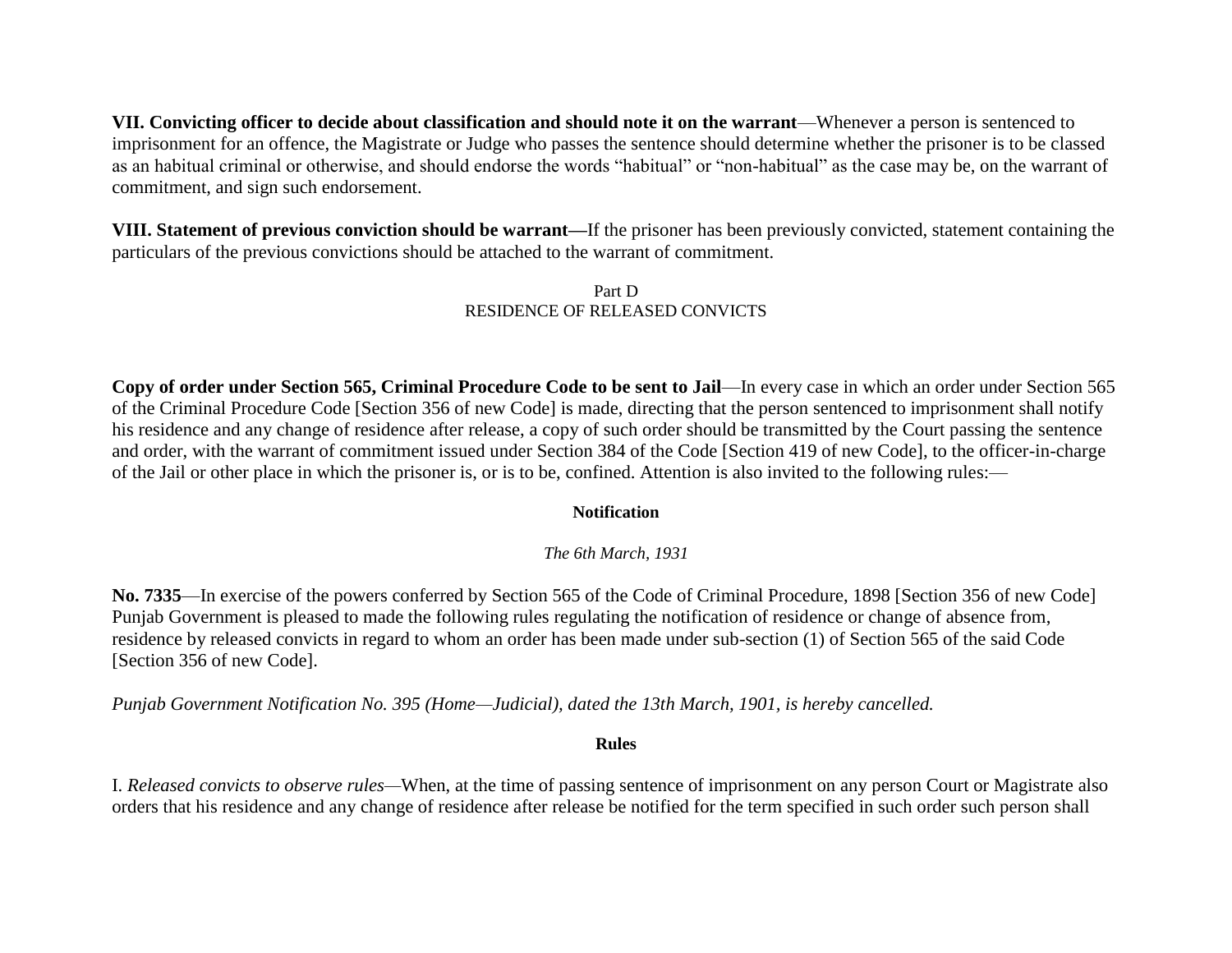**VII. Convicting officer to decide about classification and should note it on the warrant**—Whenever a person is sentenced to imprisonment for an offence, the Magistrate or Judge who passes the sentence should determine whether the prisoner is to be classed as an habitual criminal or otherwise, and should endorse the words "habitual" or "non-habitual" as the case may be, on the warrant of commitment, and sign such endorsement.

**VIII. Statement of previous conviction should be warrant—**If the prisoner has been previously convicted, statement containing the particulars of the previous convictions should be attached to the warrant of commitment.

Part D
RESIDENCE OF RELEASED CONVICTS

**Copy of order under Section 565, Criminal Procedure Code to be sent to Jail**—In every case in which an order under Section 565 of the Criminal Procedure Code [Section 356 of new Code] is made, directing that the person sentenced to imprisonment shall notify his residence and any change of residence after release, a copy of such order should be transmitted by the Court passing the sentence and order, with the warrant of commitment issued under Section 384 of the Code [Section 419 of new Code], to the officer-in-charge of the Jail or other place in which the prisoner is, or is to be, confined. Attention is also invited to the following rules:—

**Notification**

*The 6th March, 1931*

**No. 7335**—In exercise of the powers conferred by Section 565 of the Code of Criminal Procedure, 1898 [Section 356 of new Code] Punjab Government is pleased to made the following rules regulating the notification of residence or change of absence from, residence by released convicts in regard to whom an order has been made under sub-section (1) of Section 565 of the said Code [Section 356 of new Code].

*Punjab Government Notification No. 395 (Home—Judicial), dated the 13th March, 1901, is hereby cancelled.*

**Rules**

I. *Released convicts to observe rules—*When, at the time of passing sentence of imprisonment on any person Court or Magistrate also orders that his residence and any change of residence after release be notified for the term specified in such order such person shall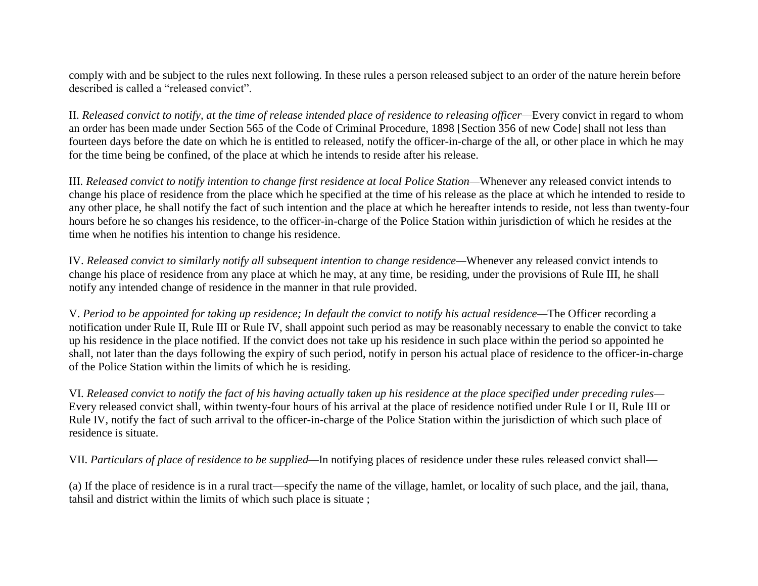comply with and be subject to the rules next following. In these rules a person released subject to an order of the nature herein before described is called a "released convict".

II. *Released convict to notify, at the time of release intended place of residence to releasing officer*—Every convict in regard to whom an order has been made under Section 565 of the Code of Criminal Procedure, 1898 [Section 356 of new Code] shall not less than fourteen days before the date on which he is entitled to released, notify the officer-in-charge of the all, or other place in which he may for the time being be confined, of the place at which he intends to reside after his release.

III. *Released convict to notify intention to change first residence at local Police Station*—Whenever any released convict intends to change his place of residence from the place which he specified at the time of his release as the place at which he intended to reside to any other place, he shall notify the fact of such intention and the place at which he hereafter intends to reside, not less than twenty-four hours before he so changes his residence, to the officer-in-charge of the Police Station within jurisdiction of which he resides at the time when he notifies his intention to change his residence.

IV. *Released convict to similarly notify all subsequent intention to change residence*—Whenever any released convict intends to change his place of residence from any place at which he may, at any time, be residing, under the provisions of Rule III, he shall notify any intended change of residence in the manner in that rule provided.

V. *Period to be appointed for taking up residence; In default the convict to notify his actual residence*—The Officer recording a notification under Rule II, Rule III or Rule IV, shall appoint such period as may be reasonably necessary to enable the convict to take up his residence in the place notified. If the convict does not take up his residence in such place within the period so appointed he shall, not later than the days following the expiry of such period, notify in person his actual place of residence to the officer-in-charge of the Police Station within the limits of which he is residing.

VI. *Released convict to notify the fact of his having actually taken up his residence at the place specified under preceding rules*—Every released convict shall, within twenty-four hours of his arrival at the place of residence notified under Rule I or II, Rule III or Rule IV, notify the fact of such arrival to the officer-in-charge of the Police Station within the jurisdiction of which such place of residence is situate.

VII. *Particulars of place of residence to be supplied*—In notifying places of residence under these rules released convict shall—

(a) If the place of residence is in a rural tract—specify the name of the village, hamlet, or locality of such place, and the jail, thana, tahsil and district within the limits of which such place is situate ;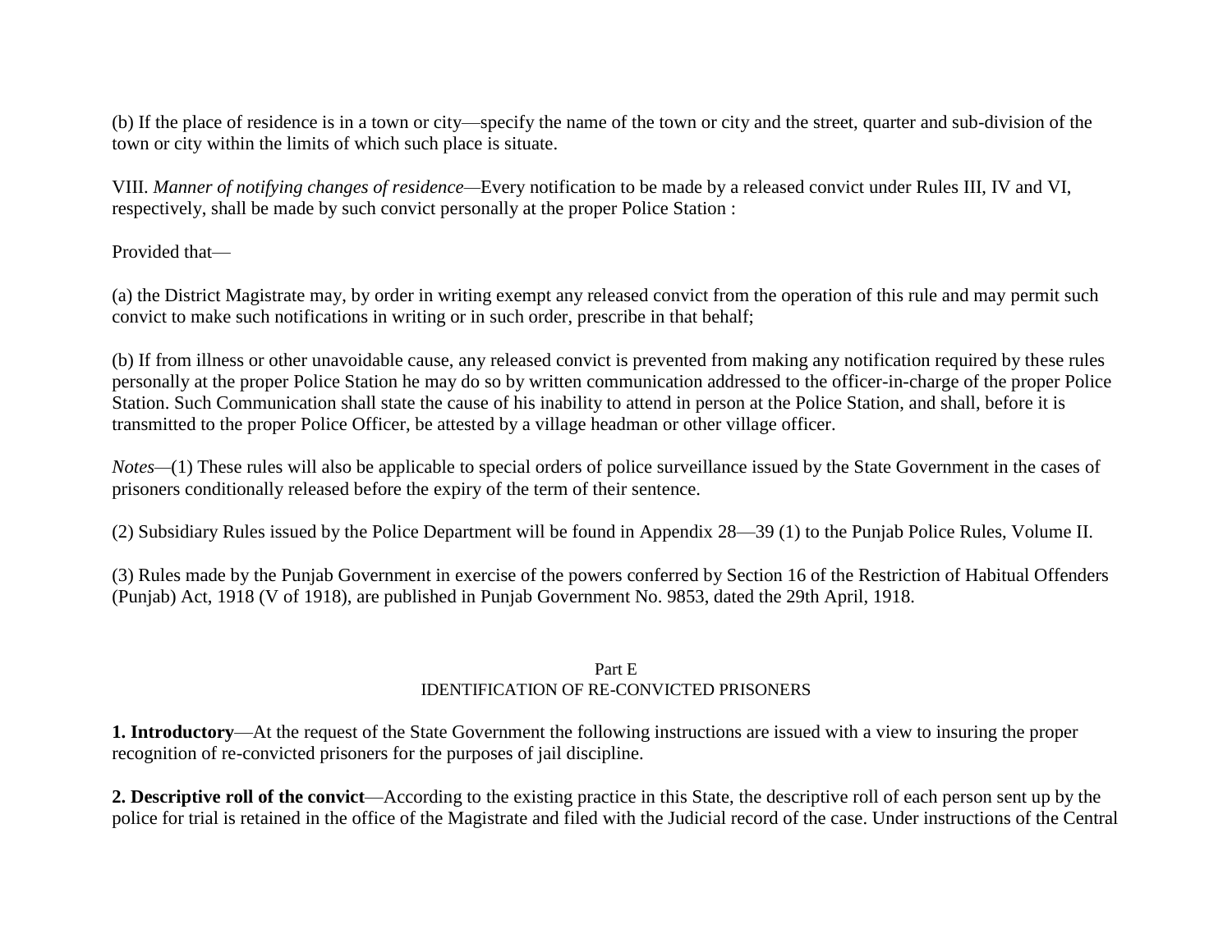(b) If the place of residence is in a town or city—specify the name of the town or city and the street, quarter and sub-division of the town or city within the limits of which such place is situate.

VIII. *Manner of notifying changes of residence*—Every notification to be made by a released convict under Rules III, IV and VI, respectively, shall be made by such convict personally at the proper Police Station :

Provided that—

(a) the District Magistrate may, by order in writing exempt any released convict from the operation of this rule and may permit such convict to make such notifications in writing or in such order, prescribe in that behalf;

(b) If from illness or other unavoidable cause, any released convict is prevented from making any notification required by these rules personally at the proper Police Station he may do so by written communication addressed to the officer-in-charge of the proper Police Station. Such Communication shall state the cause of his inability to attend in person at the Police Station, and shall, before it is transmitted to the proper Police Officer, be attested by a village headman or other village officer.

*Notes*—(1) These rules will also be applicable to special orders of police surveillance issued by the State Government in the cases of prisoners conditionally released before the expiry of the term of their sentence.

(2) Subsidiary Rules issued by the Police Department will be found in Appendix 28—39 (1) to the Punjab Police Rules, Volume II.

(3) Rules made by the Punjab Government in exercise of the powers conferred by Section 16 of the Restriction of Habitual Offenders (Punjab) Act, 1918 (V of 1918), are published in Punjab Government No. 9853, dated the 29th April, 1918.

## Part E
## IDENTIFICATION OF RE-CONVICTED PRISONERS

**1. Introductory**—At the request of the State Government the following instructions are issued with a view to insuring the proper recognition of re-convicted prisoners for the purposes of jail discipline.

**2. Descriptive roll of the convict**—According to the existing practice in this State, the descriptive roll of each person sent up by the police for trial is retained in the office of the Magistrate and filed with the Judicial record of the case. Under instructions of the Central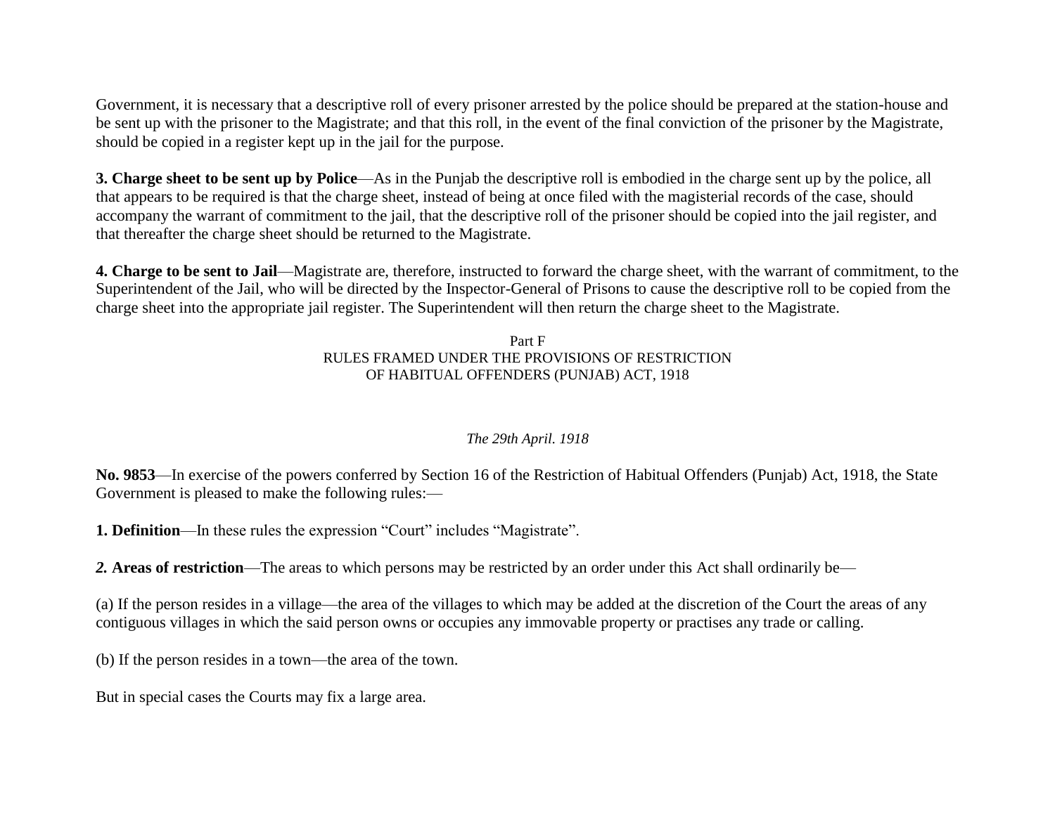Government, it is necessary that a descriptive roll of every prisoner arrested by the police should be prepared at the station-house and be sent up with the prisoner to the Magistrate; and that this roll, in the event of the final conviction of the prisoner by the Magistrate, should be copied in a register kept up in the jail for the purpose.

**3. Charge sheet to be sent up by Police**—As in the Punjab the descriptive roll is embodied in the charge sent up by the police, all that appears to be required is that the charge sheet, instead of being at once filed with the magisterial records of the case, should accompany the warrant of commitment to the jail, that the descriptive roll of the prisoner should be copied into the jail register, and that thereafter the charge sheet should be returned to the Magistrate.

**4. Charge to be sent to Jail**—Magistrate are, therefore, instructed to forward the charge sheet, with the warrant of commitment, to the Superintendent of the Jail, who will be directed by the Inspector-General of Prisons to cause the descriptive roll to be copied from the charge sheet into the appropriate jail register. The Superintendent will then return the charge sheet to the Magistrate.

## Part F
## RULES FRAMED UNDER THE PROVISIONS OF RESTRICTION OF HABITUAL OFFENDERS (PUNJAB) ACT, 1918

*The 29th April. 1918*

**No. 9853**—In exercise of the powers conferred by Section 16 of the Restriction of Habitual Offenders (Punjab) Act, 1918, the State Government is pleased to make the following rules:—

**1. Definition**—In these rules the expression “Court” includes “Magistrate”.

***2.* Areas of restriction**—The areas to which persons may be restricted by an order under this Act shall ordinarily be—

(a) If the person resides in a village—the area of the villages to which may be added at the discretion of the Court the areas of any contiguous villages in which the said person owns or occupies any immovable property or practises any trade or calling.

(b) If the person resides in a town—the area of the town.

But in special cases the Courts may fix a large area.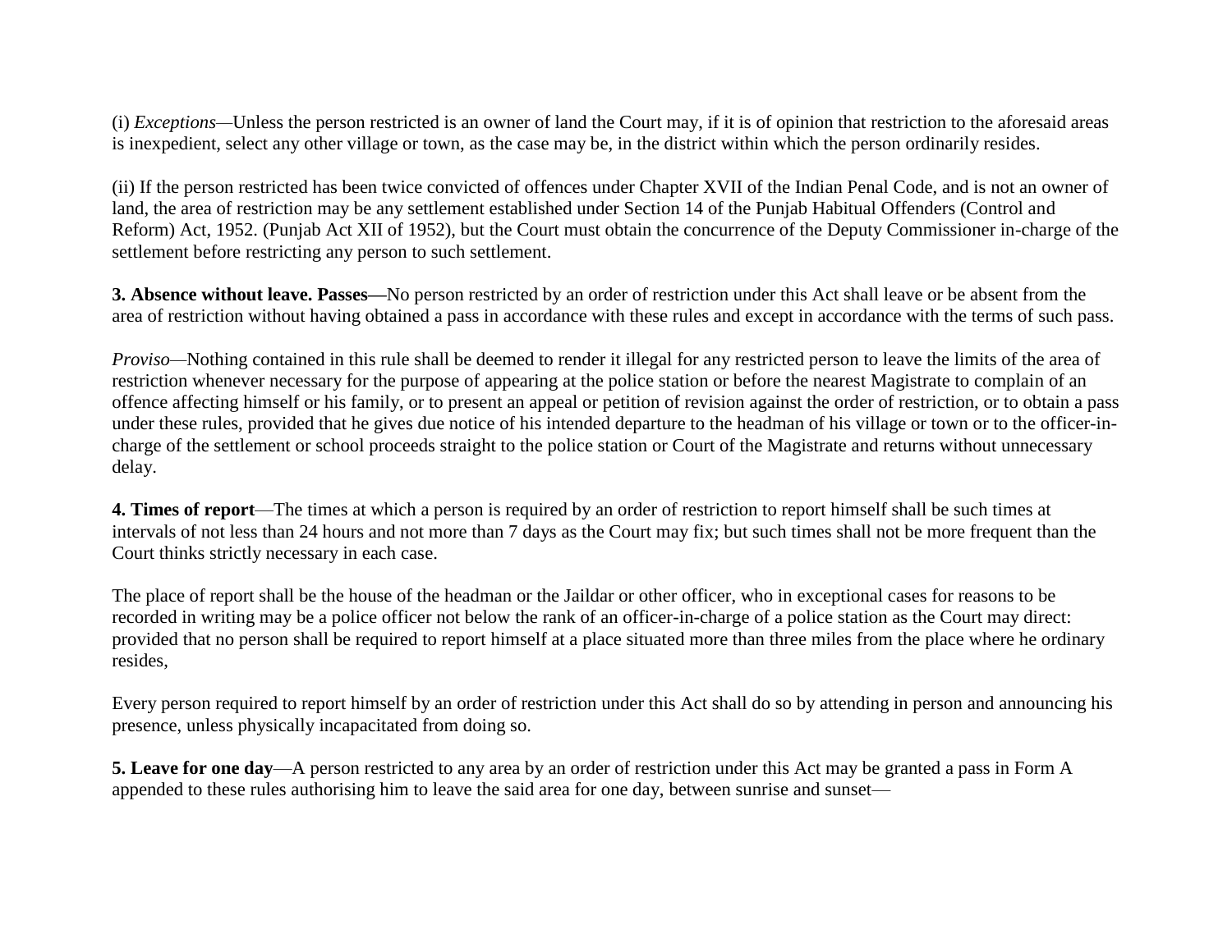(i) *Exceptions*—Unless the person restricted is an owner of land the Court may, if it is of opinion that restriction to the aforesaid areas is inexpedient, select any other village or town, as the case may be, in the district within which the person ordinarily resides.

(ii) If the person restricted has been twice convicted of offences under Chapter XVII of the Indian Penal Code, and is not an owner of land, the area of restriction may be any settlement established under Section 14 of the Punjab Habitual Offenders (Control and Reform) Act, 1952. (Punjab Act XII of 1952), but the Court must obtain the concurrence of the Deputy Commissioner in-charge of the settlement before restricting any person to such settlement.

**3. Absence without leave. Passes—**No person restricted by an order of restriction under this Act shall leave or be absent from the area of restriction without having obtained a pass in accordance with these rules and except in accordance with the terms of such pass.

*Proviso*—Nothing contained in this rule shall be deemed to render it illegal for any restricted person to leave the limits of the area of restriction whenever necessary for the purpose of appearing at the police station or before the nearest Magistrate to complain of an offence affecting himself or his family, or to present an appeal or petition of revision against the order of restriction, or to obtain a pass under these rules, provided that he gives due notice of his intended departure to the headman of his village or town or to the officer-in-charge of the settlement or school proceeds straight to the police station or Court of the Magistrate and returns without unnecessary delay.

**4. Times of report**—The times at which a person is required by an order of restriction to report himself shall be such times at intervals of not less than 24 hours and not more than 7 days as the Court may fix; but such times shall not be more frequent than the Court thinks strictly necessary in each case.

The place of report shall be the house of the headman or the Jaildar or other officer, who in exceptional cases for reasons to be recorded in writing may be a police officer not below the rank of an officer-in-charge of a police station as the Court may direct: provided that no person shall be required to report himself at a place situated more than three miles from the place where he ordinary resides,

Every person required to report himself by an order of restriction under this Act shall do so by attending in person and announcing his presence, unless physically incapacitated from doing so.

**5. Leave for one day**—A person restricted to any area by an order of restriction under this Act may be granted a pass in Form A appended to these rules authorising him to leave the said area for one day, between sunrise and sunset—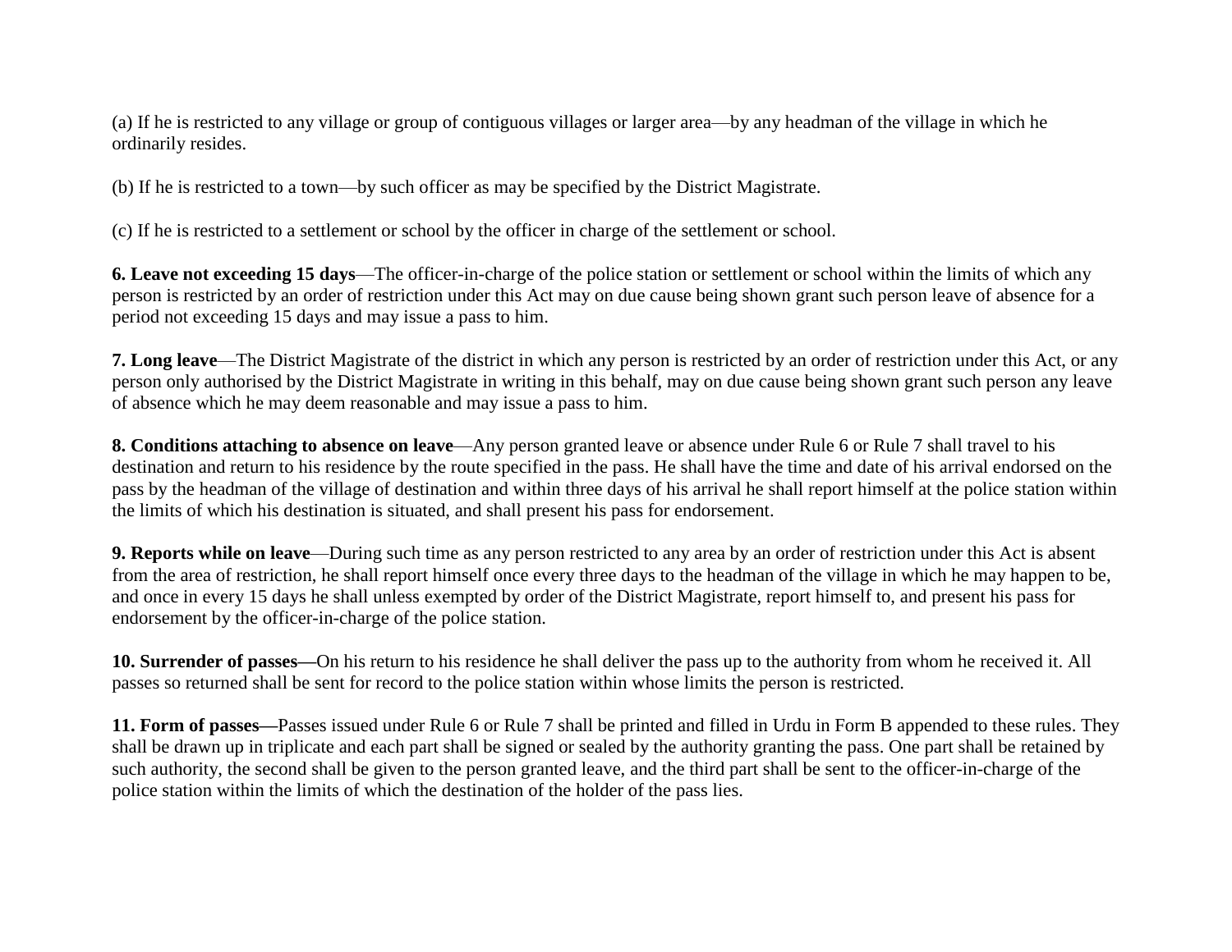(a) If he is restricted to any village or group of contiguous villages or larger area—by any headman of the village in which he ordinarily resides.

(b) If he is restricted to a town—by such officer as may be specified by the District Magistrate.

(c) If he is restricted to a settlement or school by the officer in charge of the settlement or school.

**6. Leave not exceeding 15 days**—The officer-in-charge of the police station or settlement or school within the limits of which any person is restricted by an order of restriction under this Act may on due cause being shown grant such person leave of absence for a period not exceeding 15 days and may issue a pass to him.

**7. Long leave**—The District Magistrate of the district in which any person is restricted by an order of restriction under this Act, or any person only authorised by the District Magistrate in writing in this behalf, may on due cause being shown grant such person any leave of absence which he may deem reasonable and may issue a pass to him.

**8. Conditions attaching to absence on leave**—Any person granted leave or absence under Rule 6 or Rule 7 shall travel to his destination and return to his residence by the route specified in the pass. He shall have the time and date of his arrival endorsed on the pass by the headman of the village of destination and within three days of his arrival he shall report himself at the police station within the limits of which his destination is situated, and shall present his pass for endorsement.

**9. Reports while on leave**—During such time as any person restricted to any area by an order of restriction under this Act is absent from the area of restriction, he shall report himself once every three days to the headman of the village in which he may happen to be, and once in every 15 days he shall unless exempted by order of the District Magistrate, report himself to, and present his pass for endorsement by the officer-in-charge of the police station.

**10. Surrender of passes—**On his return to his residence he shall deliver the pass up to the authority from whom he received it. All passes so returned shall be sent for record to the police station within whose limits the person is restricted.

**11. Form of passes—**Passes issued under Rule 6 or Rule 7 shall be printed and filled in Urdu in Form B appended to these rules. They shall be drawn up in triplicate and each part shall be signed or sealed by the authority granting the pass. One part shall be retained by such authority, the second shall be given to the person granted leave, and the third part shall be sent to the officer-in-charge of the police station within the limits of which the destination of the holder of the pass lies.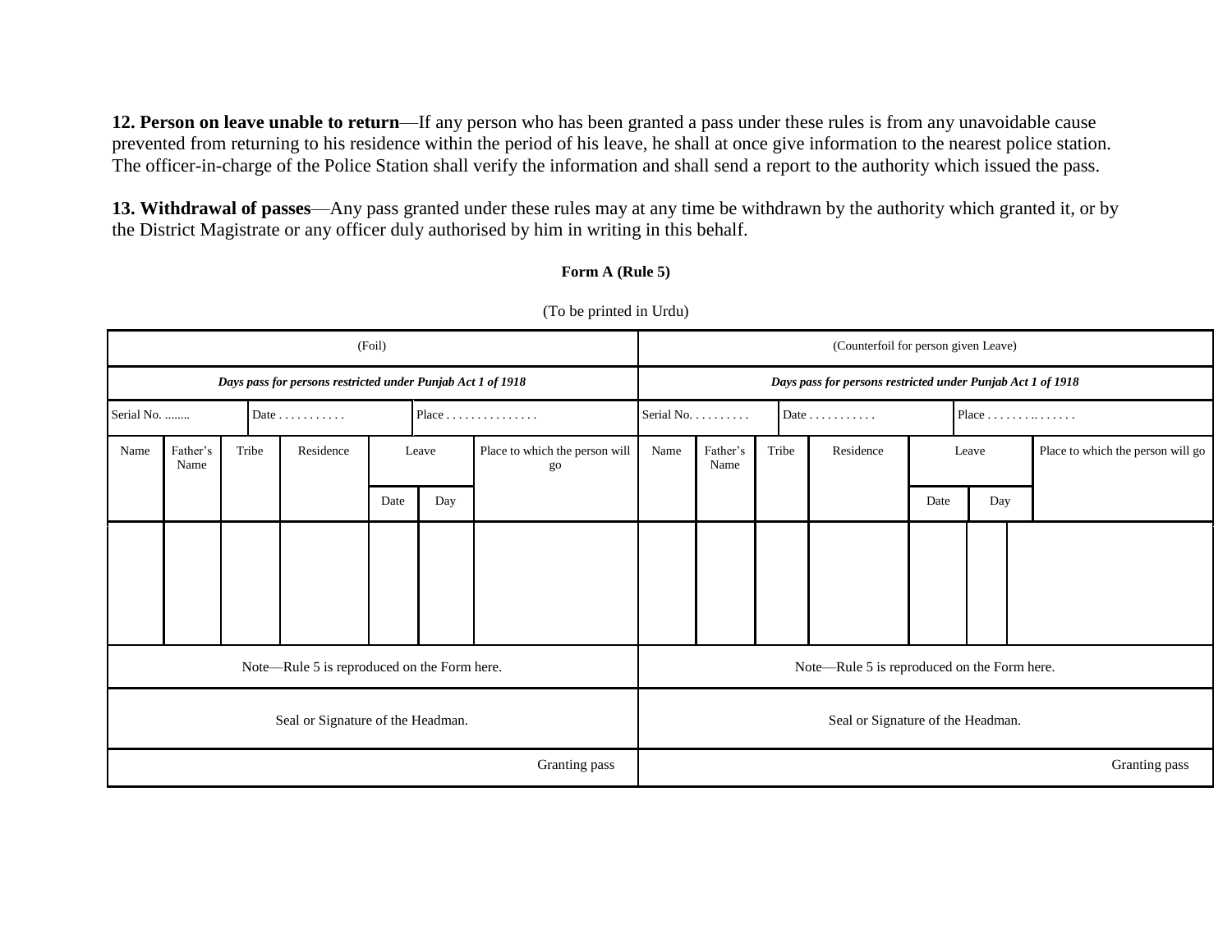**12. Person on leave unable to return**—If any person who has been granted a pass under these rules is from any unavoidable cause prevented from returning to his residence within the period of his leave, he shall at once give information to the nearest police station. The officer-in-charge of the Police Station shall verify the information and shall send a report to the authority which issued the pass.

**13. Withdrawal of passes**—Any pass granted under these rules may at any time be withdrawn by the authority which granted it, or by the District Magistrate or any officer duly authorised by him in writing in this behalf.

**Form A (Rule 5)**

(To be printed in Urdu)

| (Foil) | | | | | | | (Counterfoil for person given Leave) | | | | | | |
|---|---|---|---|---|---|---|---|---|---|---|---|---|---|
| *Days pass for persons restricted under Punjab Act 1 of 1918* | | | | | | | *Days pass for persons restricted under Punjab Act 1 of 1918* | | | | | | |
| Serial No. ........ | | Date . . . . . . . . . . . | | Place . . . . . . . . . . . . . . . | | | Serial No. . . . . . . . . . | | Date . . . . . . . . . . . | | Place . . . . . . . .. . . . . . | | |
| Name | Father's Name | Tribe | Residence | Leave | | Place to which the person will go | Name | Father's Name | Tribe | Residence | Leave | | Place to which the person will go |
| | | | | Date | Day | | | | | | Date | Day | |
| | | | | | | | | | | | | | |
| Note—Rule 5 is reproduced on the Form here. | | | | | | | Note—Rule 5 is reproduced on the Form here. | | | | | | |
| Seal or Signature of the Headman. | | | | | | | Seal or Signature of the Headman. | | | | | | |
| Granting pass | | | | | | | Granting pass | | | | | | |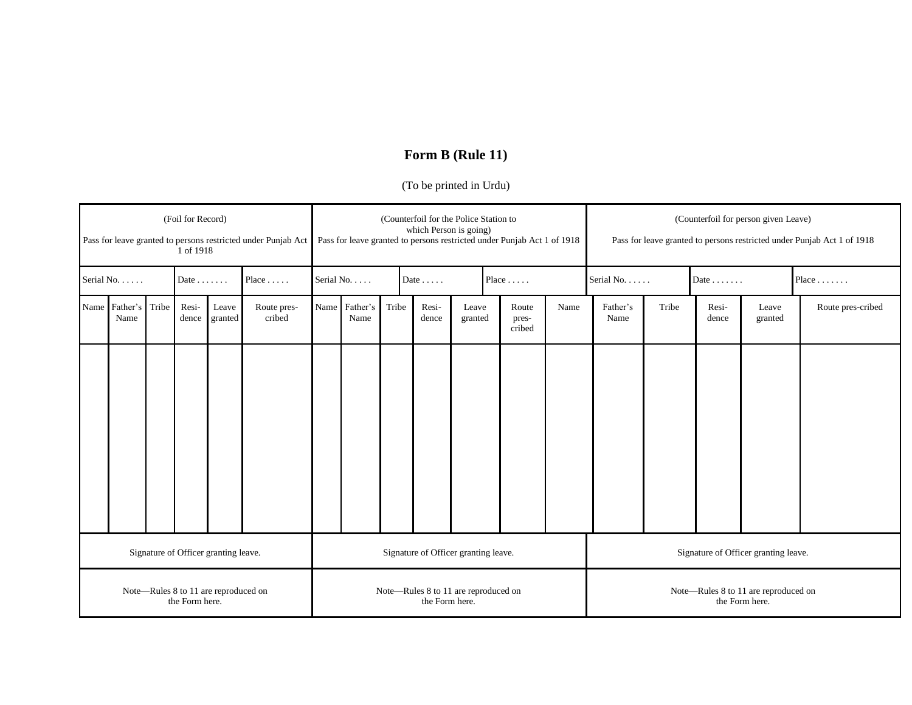## Form B (Rule 11)

(To be printed in Urdu)

| (Foil for Record) Pass for leave granted to persons restricted under Punjab Act 1 of 1918 | | | | | | (Counterfoil for the Police Station to which Person is going) Pass for leave granted to persons restricted under Punjab Act 1 of 1918 | | | | | | (Counterfoil for person given Leave) Pass for leave granted to persons restricted under Punjab Act 1 of 1918 | | | | | |
|---|---|---|---|---|---|---|---|---|---|---|---|---|---|---|---|---|---|
| Serial No. . . . . . | | Date . . . . . . . | | Place . . . . . | | Serial No. . . . . | | Date . . . . . | | Place . . . . . | | Serial No. . . . . . | | Date . . . . . . . | | Place . . . . . . . | |
| Name | Father's Name | Tribe | Resi-dence | Leave granted | Route pres-cribed | Name | Father's Name | Tribe | Resi-dence | Leave granted | Route pres-cribed | Name | Father's Name | Tribe | Resi-dence | Leave granted | Route pres-cribed |
| | | | | | | | | | | | | | | | | | |
| Signature of Officer granting leave. | | | | | | Signature of Officer granting leave. | | | | | | Signature of Officer granting leave. | | | | | |
| Note—Rules 8 to 11 are reproduced on the Form here. | | | | | | Note—Rules 8 to 11 are reproduced on the Form here. | | | | | | Note—Rules 8 to 11 are reproduced on the Form here. | | | | | |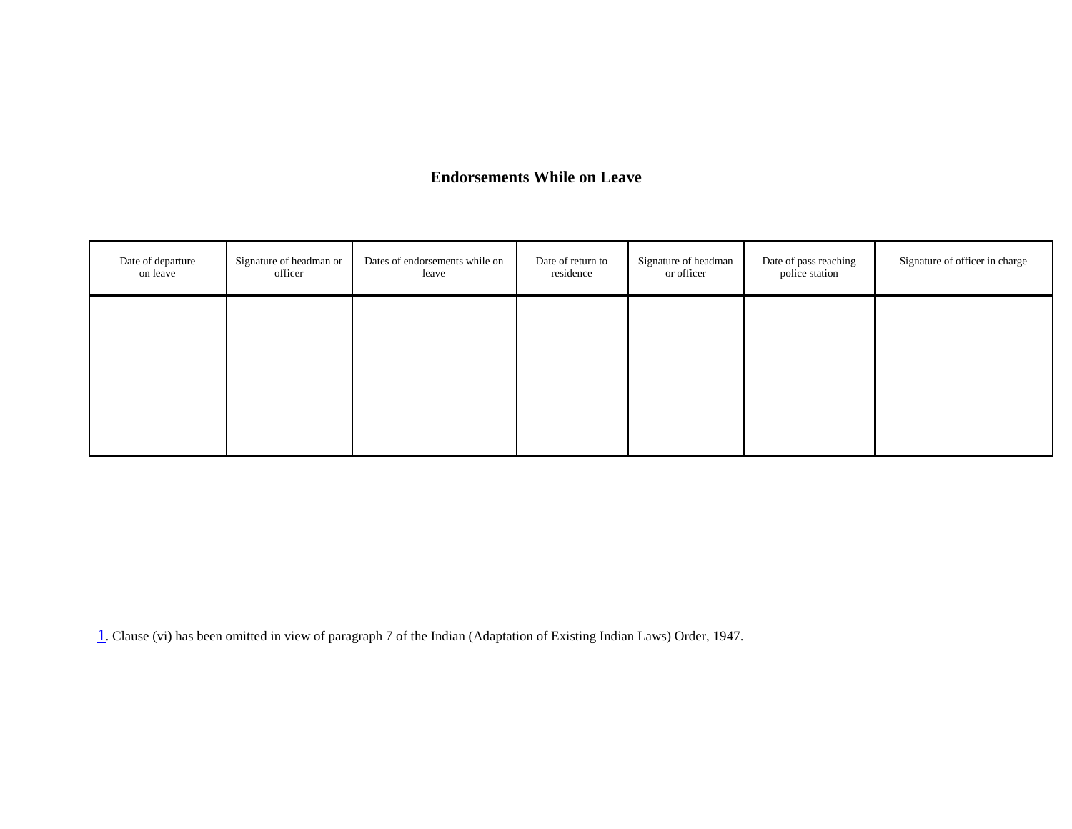## Endorsements While on Leave

| Date of departure on leave | Signature of headman or officer | Dates of endorsements while on leave | Date of return to residence | Signature of headman or officer | Date of pass reaching police station | Signature of officer in charge |
|---|---|---|---|---|---|---|
| | | | | | | |

[1]. Clause (vi) has been omitted in view of paragraph 7 of the Indian (Adaptation of Existing Indian Laws) Order, 1947.